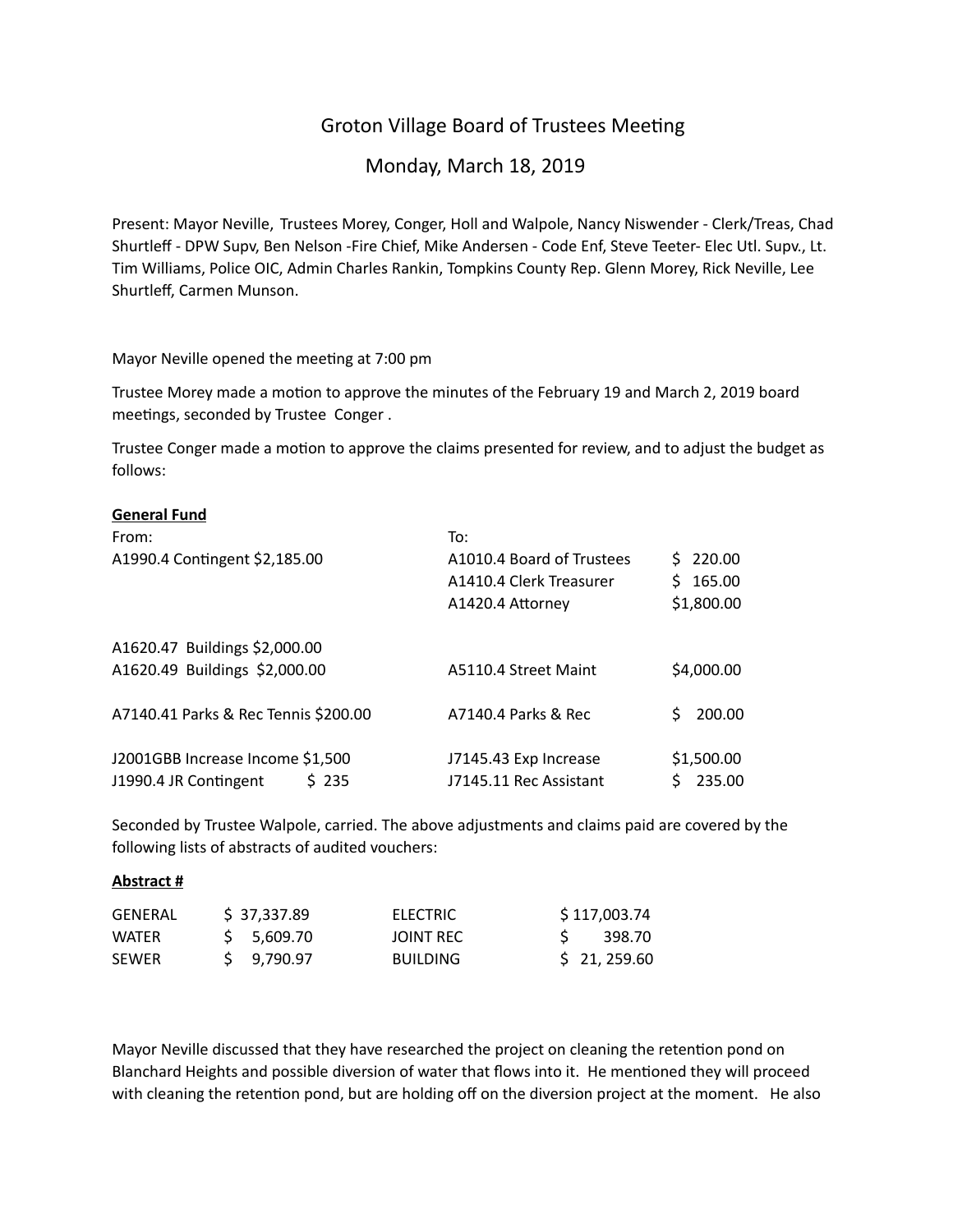# Groton Village Board of Trustees Meeting

## Monday, March 18, 2019

Present: Mayor Neville, Trustees Morey, Conger, Holl and Walpole, Nancy Niswender - Clerk/Treas, Chad Shurtleff - DPW Supv, Ben Nelson -Fire Chief, Mike Andersen - Code Enf, Steve Teeter- Elec Utl. Supv., Lt. Tim Williams, Police OIC, Admin Charles Rankin, Tompkins County Rep. Glenn Morey, Rick Neville, Lee Shurtleff, Carmen Munson.

Mayor Neville opened the meeting at 7:00 pm

Trustee Morey made a motion to approve the minutes of the February 19 and March 2, 2019 board meetings, seconded by Trustee Conger .

Trustee Conger made a motion to approve the claims presented for review, and to adjust the budget as follows:

**General Fund**

| From: | To: | |
|---|---|---|
| A1990.4 Contingent $2,185.00 | A1010.4 Board of Trustees | $ 220.00 |
| | A1410.4 Clerk Treasurer | $ 165.00 |
| | A1420.4 Attorney | $1,800.00 |
| A1620.47 Buildings $2,000.00 | | |
| A1620.49 Buildings $2,000.00 | A5110.4 Street Maint | $4,000.00 |
| A7140.41 Parks & Rec Tennis $200.00 | A7140.4 Parks & Rec | $ 200.00 |
| J2001GBB Increase Income $1,500 | J7145.43 Exp Increase | $1,500.00 |
| J1990.4 JR Contingent $ 235 | J7145.11 Rec Assistant | $ 235.00 |

Seconded by Trustee Walpole, carried. The above adjustments and claims paid are covered by the following lists of abstracts of audited vouchers:

**Abstract #**

| | | | |
|---|---|---|---|
| GENERAL | $ 37,337.89 | ELECTRIC | $ 117,003.74 |
| WATER | $ 5,609.70 | JOINT REC | $ 398.70 |
| SEWER | $ 9,790.97 | BUILDING | $ 21, 259.60 |

Mayor Neville discussed that they have researched the project on cleaning the retention pond on Blanchard Heights and possible diversion of water that flows into it. He mentioned they will proceed with cleaning the retention pond, but are holding off on the diversion project at the moment. He also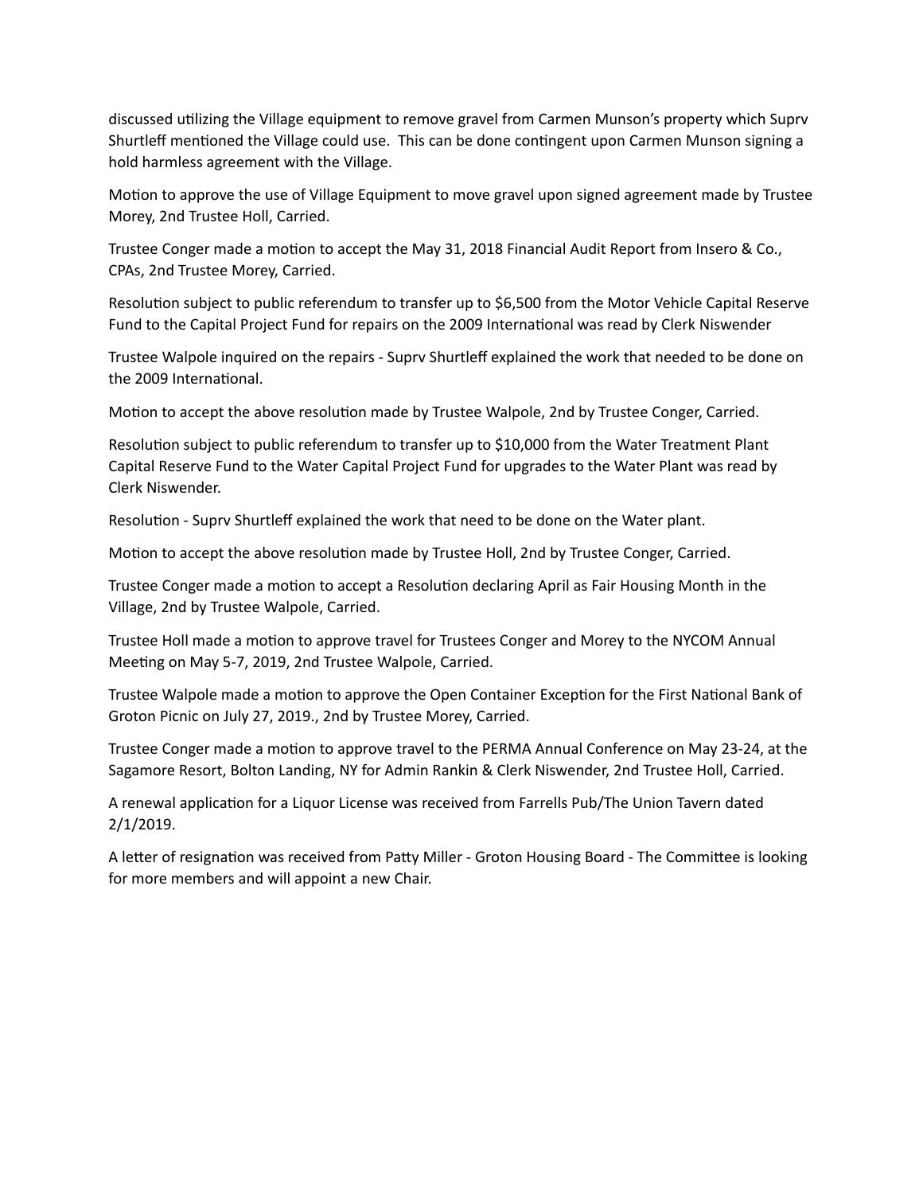discussed utilizing the Village equipment to remove gravel from Carmen Munson's property which Suprv Shurtleff mentioned the Village could use. This can be done contingent upon Carmen Munson signing a hold harmless agreement with the Village.

Motion to approve the use of Village Equipment to move gravel upon signed agreement made by Trustee Morey, 2nd Trustee Holl, Carried.

Trustee Conger made a motion to accept the May 31, 2018 Financial Audit Report from Insero & Co., CPAs, 2nd Trustee Morey, Carried.

Resolution subject to public referendum to transfer up to $6,500 from the Motor Vehicle Capital Reserve Fund to the Capital Project Fund for repairs on the 2009 International was read by Clerk Niswender

Trustee Walpole inquired on the repairs - Suprv Shurtleff explained the work that needed to be done on the 2009 International.

Motion to accept the above resolution made by Trustee Walpole, 2nd by Trustee Conger, Carried.

Resolution subject to public referendum to transfer up to $10,000 from the Water Treatment Plant Capital Reserve Fund to the Water Capital Project Fund for upgrades to the Water Plant was read by Clerk Niswender.

Resolution - Suprv Shurtleff explained the work that need to be done on the Water plant.

Motion to accept the above resolution made by Trustee Holl, 2nd by Trustee Conger, Carried.

Trustee Conger made a motion to accept a Resolution declaring April as Fair Housing Month in the Village, 2nd by Trustee Walpole, Carried.

Trustee Holl made a motion to approve travel for Trustees Conger and Morey to the NYCOM Annual Meeting on May 5-7, 2019, 2nd Trustee Walpole, Carried.

Trustee Walpole made a motion to approve the Open Container Exception for the First National Bank of Groton Picnic on July 27, 2019., 2nd by Trustee Morey, Carried.

Trustee Conger made a motion to approve travel to the PERMA Annual Conference on May 23-24, at the Sagamore Resort, Bolton Landing, NY for Admin Rankin & Clerk Niswender, 2nd Trustee Holl, Carried.

A renewal application for a Liquor License was received from Farrells Pub/The Union Tavern dated 2/1/2019.

A letter of resignation was received from Patty Miller - Groton Housing Board - The Committee is looking for more members and will appoint a new Chair.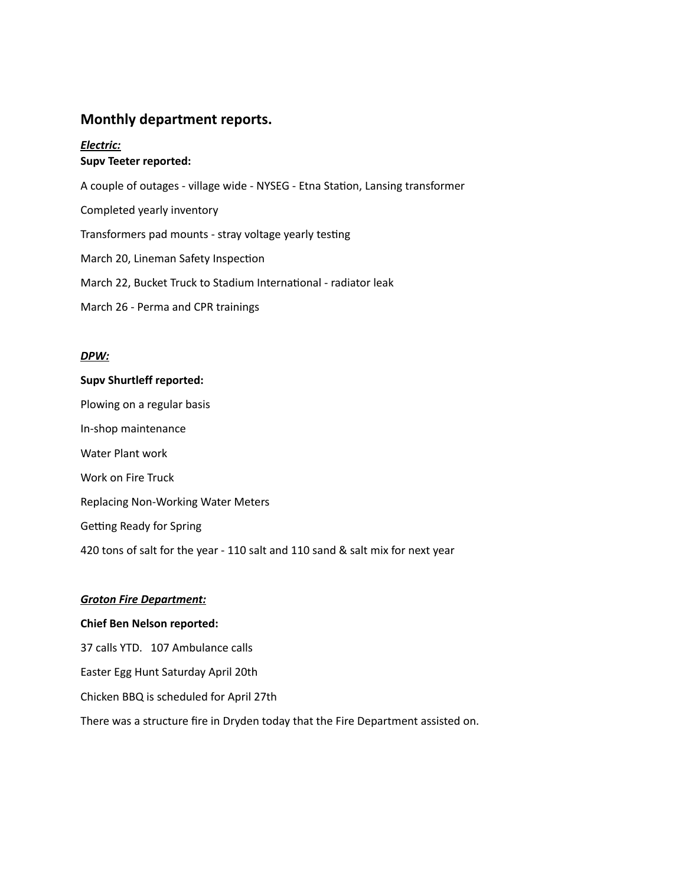## Monthly department reports.

***Electric:***

**Supv Teeter reported:**

A couple of outages - village wide - NYSEG - Etna Station, Lansing transformer

Completed yearly inventory

Transformers pad mounts - stray voltage yearly testing

March 20, Lineman Safety Inspection

March 22, Bucket Truck to Stadium International - radiator leak

March 26 - Perma and CPR trainings

***DPW:***

**Supv Shurtleff reported:**

Plowing on a regular basis

In-shop maintenance

Water Plant work

Work on Fire Truck

Replacing Non-Working Water Meters

Getting Ready for Spring

420 tons of salt for the year - 110 salt and 110 sand & salt mix for next year

***Groton Fire Department:***

**Chief Ben Nelson reported:**

37 calls YTD. 107 Ambulance calls

Easter Egg Hunt Saturday April 20th

Chicken BBQ is scheduled for April 27th

There was a structure fire in Dryden today that the Fire Department assisted on.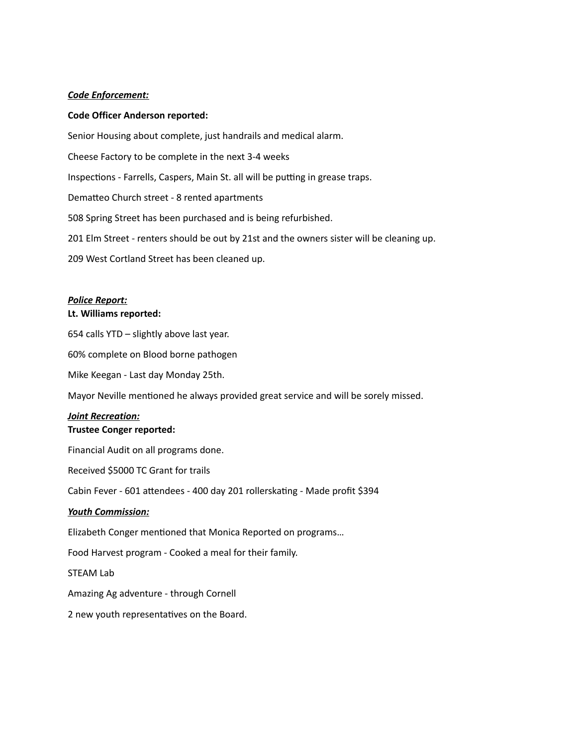***Code Enforcement:***

**Code Officer Anderson reported:**

Senior Housing about complete, just handrails and medical alarm.

Cheese Factory to be complete in the next 3-4 weeks

Inspections - Farrells, Caspers, Main St. all will be putting in grease traps.

Dematteo Church street - 8 rented apartments

508 Spring Street has been purchased and is being refurbished.

201 Elm Street - renters should be out by 21st and the owners sister will be cleaning up.

209 West Cortland Street has been cleaned up.

***Police Report:***

**Lt. Williams reported:**

654 calls YTD – slightly above last year.

60% complete on Blood borne pathogen

Mike Keegan - Last day Monday 25th.

Mayor Neville mentioned he always provided great service and will be sorely missed.

***Joint Recreation:***

**Trustee Conger reported:**

Financial Audit on all programs done.

Received $5000 TC Grant for trails

Cabin Fever - 601 attendees - 400 day 201 rollerskating - Made profit $394

***Youth Commission:***

Elizabeth Conger mentioned that Monica Reported on programs…

Food Harvest program - Cooked a meal for their family.

STEAM Lab

Amazing Ag adventure - through Cornell

2 new youth representatives on the Board.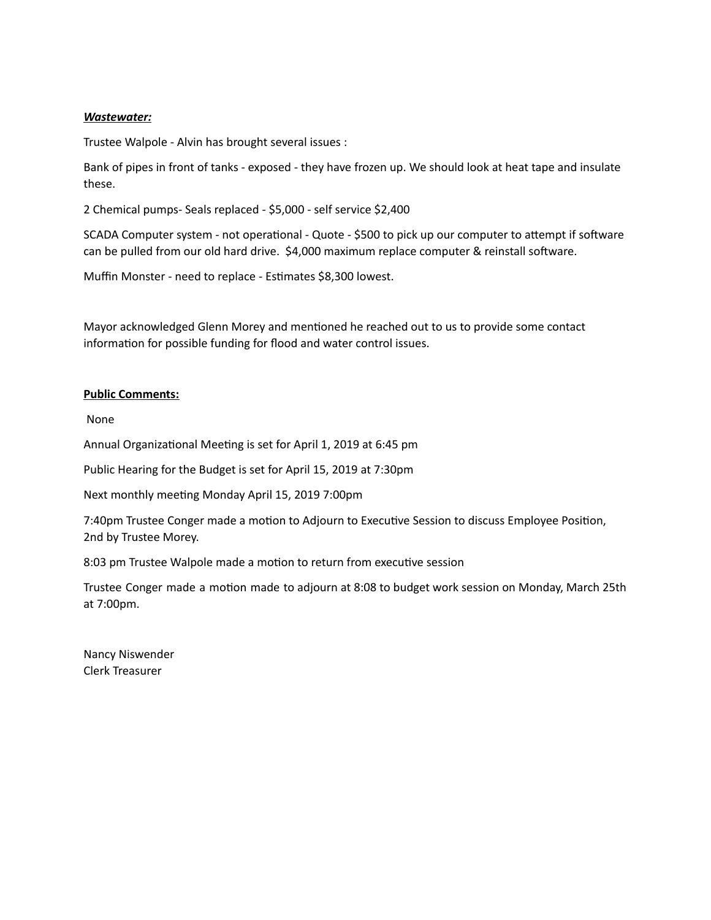***Wastewater:***

Trustee Walpole - Alvin has brought several issues :

Bank of pipes in front of tanks - exposed - they have frozen up. We should look at heat tape and insulate these.

2 Chemical pumps- Seals replaced - $5,000 - self service $2,400

SCADA Computer system - not operational - Quote - $500 to pick up our computer to attempt if software can be pulled from our old hard drive.  $4,000 maximum replace computer & reinstall software.

Muffin Monster - need to replace - Estimates $8,300 lowest.

Mayor acknowledged Glenn Morey and mentioned he reached out to us to provide some contact information for possible funding for flood and water control issues.

**Public Comments:**

None

Annual Organizational Meeting is set for April 1, 2019 at 6:45 pm

Public Hearing for the Budget is set for April 15, 2019 at 7:30pm

Next monthly meeting Monday April 15, 2019 7:00pm

7:40pm Trustee Conger made a motion to Adjourn to Executive Session to discuss Employee Position, 2nd by Trustee Morey.

8:03 pm Trustee Walpole made a motion to return from executive session

Trustee Conger made a motion made to adjourn at 8:08 to budget work session on Monday, March 25th at 7:00pm.

Nancy Niswender
Clerk Treasurer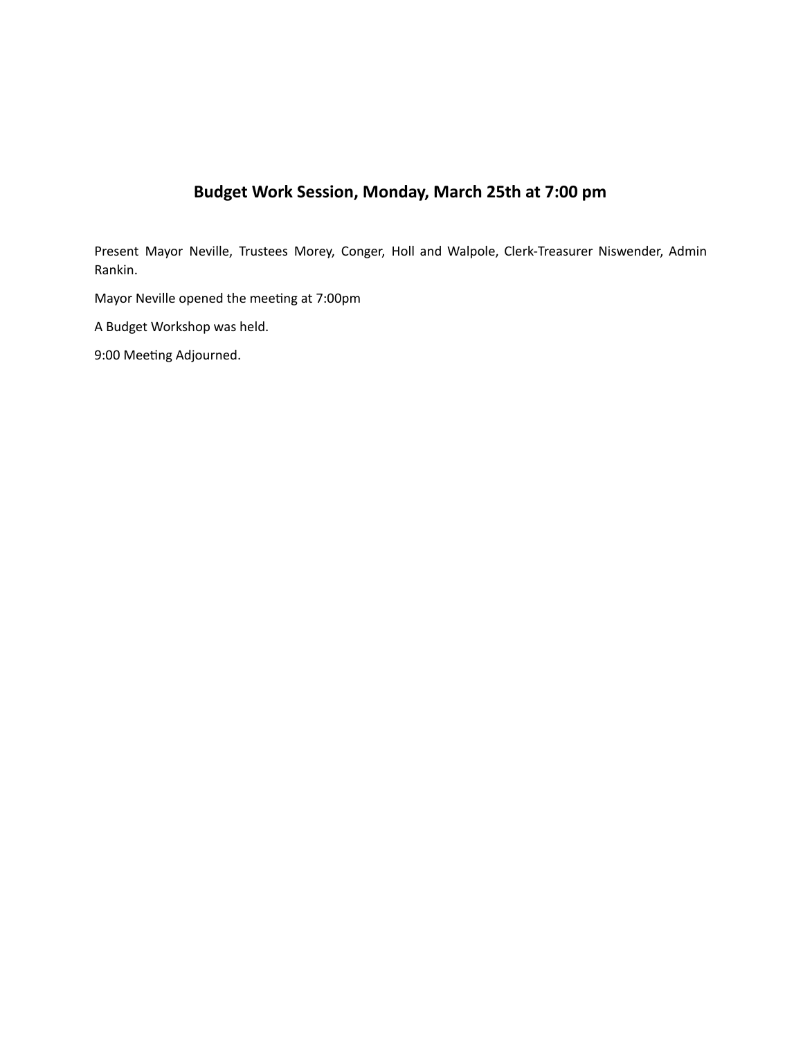## Budget Work Session, Monday, March 25th at 7:00 pm

Present Mayor Neville, Trustees Morey, Conger, Holl and Walpole, Clerk-Treasurer Niswender, Admin Rankin.

Mayor Neville opened the meeting at 7:00pm

A Budget Workshop was held.

9:00 Meeting Adjourned.